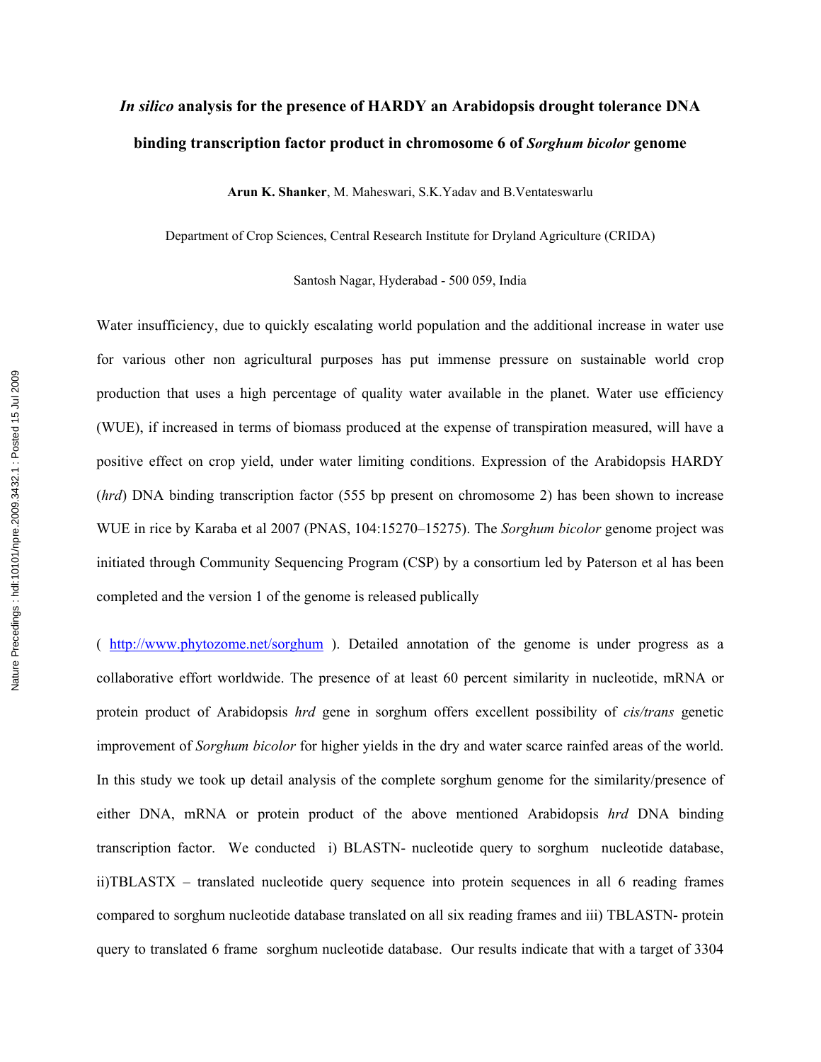# *In silico* analysis for the presence of HARDY an Arabidopsis drought tolerance DNA binding transcription factor product in chromosome 6 of *Sorghum bicolor* genome

**Arun K. Shanker**, M. Maheswari, S.K.Yadav and B.Ventateswarlu

Department of Crop Sciences, Central Research Institute for Dryland Agriculture (CRIDA)

Santosh Nagar, Hyderabad - 500 059, India

Water insufficiency, due to quickly escalating world population and the additional increase in water use for various other non agricultural purposes has put immense pressure on sustainable world crop production that uses a high percentage of quality water available in the planet. Water use efficiency (WUE), if increased in terms of biomass produced at the expense of transpiration measured, will have a positive effect on crop yield, under water limiting conditions. Expression of the Arabidopsis HARDY (*hrd*) DNA binding transcription factor (555 bp present on chromosome 2) has been shown to increase WUE in rice by Karaba et al 2007 (PNAS, 104:15270–15275). The *Sorghum bicolor* genome project was initiated through Community Sequencing Program (CSP) by a consortium led by Paterson et al has been completed and the version 1 of the genome is released publically

( http://www.phytozome.net/sorghum ). Detailed annotation of the genome is under progress as a collaborative effort worldwide. The presence of at least 60 percent similarity in nucleotide, mRNA or protein product of Arabidopsis *hrd* gene in sorghum offers excellent possibility of *cis/trans* genetic improvement of *Sorghum bicolor* for higher yields in the dry and water scarce rainfed areas of the world. In this study we took up detail analysis of the complete sorghum genome for the similarity/presence of either DNA, mRNA or protein product of the above mentioned Arabidopsis *hrd* DNA binding transcription factor. We conducted i) BLASTN- nucleotide query to sorghum nucleotide database, ii)TBLASTX – translated nucleotide query sequence into protein sequences in all 6 reading frames compared to sorghum nucleotide database translated on all six reading frames and iii) TBLASTN- protein query to translated 6 frame sorghum nucleotide database. Our results indicate that with a target of 3304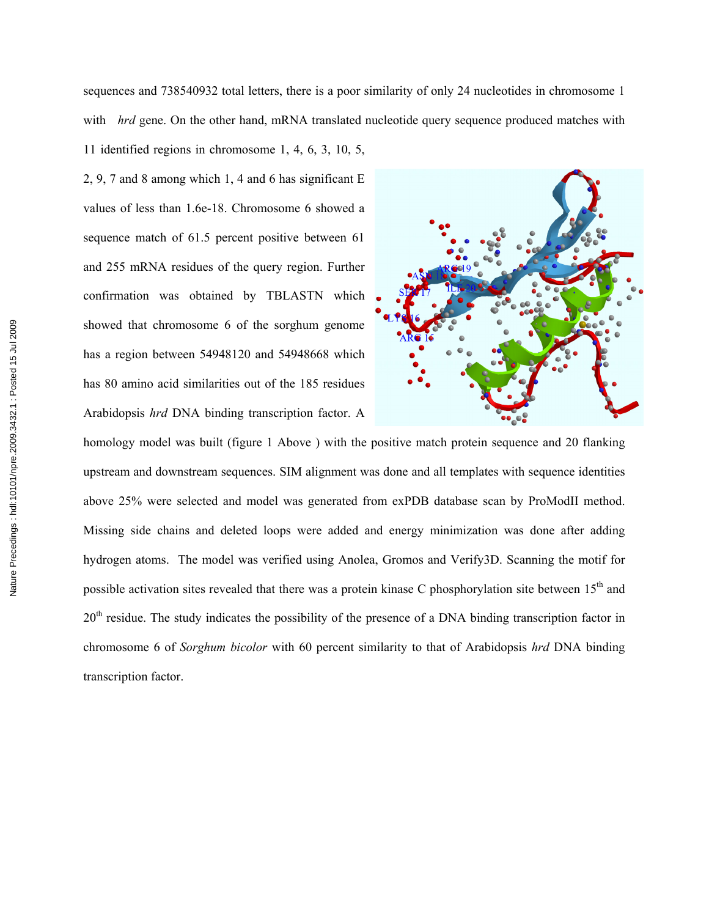sequences and 738540932 total letters, there is a poor similarity of only 24 nucleotides in chromosome 1 with *hrd* gene. On the other hand, mRNA translated nucleotide query sequence produced matches with 11 identified regions in chromosome 1, 4, 6, 3, 10, 5, 2, 9, 7 and 8 among which 1, 4 and 6 has significant E values of less than 1.6e-18. Chromosome 6 showed a sequence match of 61.5 percent positive between 61 and 255 mRNA residues of the query region. Further confirmation was obtained by TBLASTN which showed that chromosome 6 of the sorghum genome has a region between 54948120 and 54948668 which has 80 amino acid similarities out of the 185 residues Arabidopsis *hrd* DNA binding transcription factor. A homology model was built (figure 1 Above ) with the positive match protein sequence and 20 flanking upstream and downstream sequences. SIM alignment was done and all templates with sequence identities above 25% were selected and model was generated from exPDB database scan by ProModII method. Missing side chains and deleted loops were added and energy minimization was done after adding hydrogen atoms. The model was verified using Anolea, Gromos and Verify3D. Scanning the motif for possible activation sites revealed that there was a protein kinase C phosphorylation site between 15th and 20th residue. The study indicates the possibility of the presence of a DNA binding transcription factor in chromosome 6 of *Sorghum bicolor* with 60 percent similarity to that of Arabidopsis *hrd* DNA binding transcription factor.